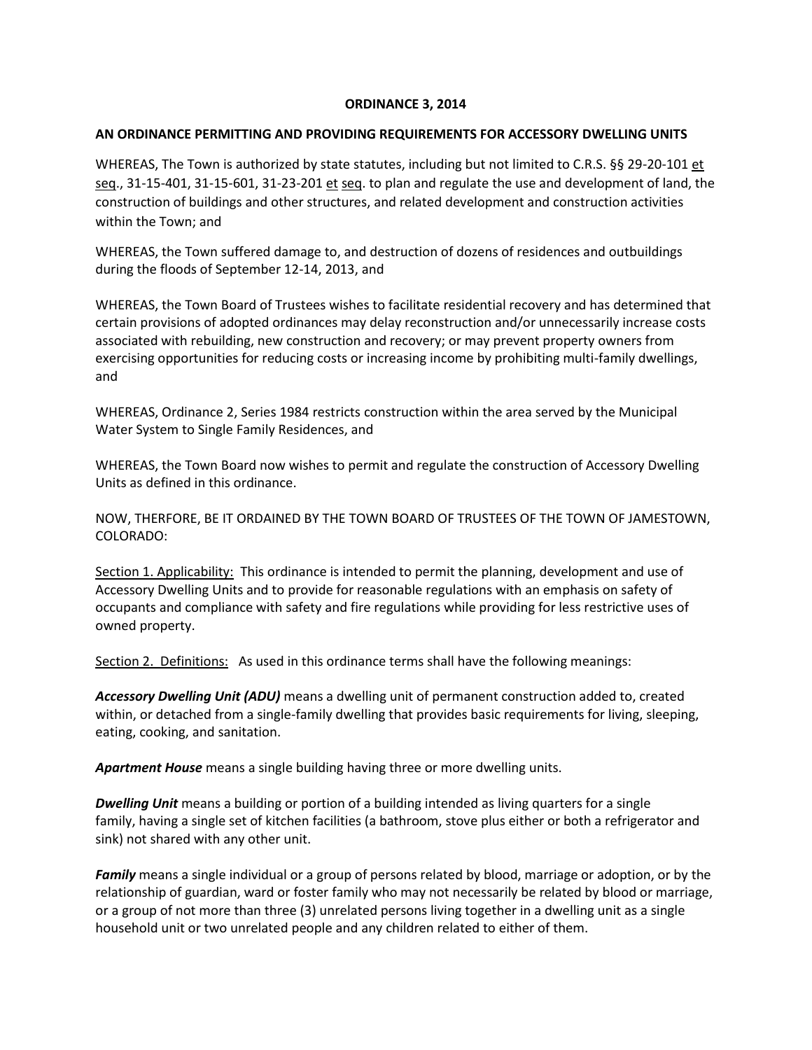**ORDINANCE 3, 2014**

**AN ORDINANCE PERMITTING AND PROVIDING REQUIREMENTS FOR ACCESSORY DWELLING UNITS**

WHEREAS, The Town is authorized by state statutes, including but not limited to C.R.S. §§ 29-20-101 et seq., 31-15-401, 31-15-601, 31-23-201 et seq. to plan and regulate the use and development of land, the construction of buildings and other structures, and related development and construction activities within the Town; and

WHEREAS, the Town suffered damage to, and destruction of dozens of residences and outbuildings during the floods of September 12-14, 2013, and

WHEREAS, the Town Board of Trustees wishes to facilitate residential recovery and has determined that certain provisions of adopted ordinances may delay reconstruction and/or unnecessarily increase costs associated with rebuilding, new construction and recovery; or may prevent property owners from exercising opportunities for reducing costs or increasing income by prohibiting multi-family dwellings, and

WHEREAS, Ordinance 2, Series 1984 restricts construction within the area served by the Municipal Water System to Single Family Residences, and

WHEREAS, the Town Board now wishes to permit and regulate the construction of Accessory Dwelling Units as defined in this ordinance.

NOW, THERFORE, BE IT ORDAINED BY THE TOWN BOARD OF TRUSTEES OF THE TOWN OF JAMESTOWN, COLORADO:

Section 1. Applicability: This ordinance is intended to permit the planning, development and use of Accessory Dwelling Units and to provide for reasonable regulations with an emphasis on safety of occupants and compliance with safety and fire regulations while providing for less restrictive uses of owned property.

Section 2. Definitions: As used in this ordinance terms shall have the following meanings:

***Accessory Dwelling Unit (ADU)*** means a dwelling unit of permanent construction added to, created within, or detached from a single-family dwelling that provides basic requirements for living, sleeping, eating, cooking, and sanitation.

***Apartment House*** means a single building having three or more dwelling units.

***Dwelling Unit*** means a building or portion of a building intended as living quarters for a single family, having a single set of kitchen facilities (a bathroom, stove plus either or both a refrigerator and sink) not shared with any other unit.

***Family*** means a single individual or a group of persons related by blood, marriage or adoption, or by the relationship of guardian, ward or foster family who may not necessarily be related by blood or marriage, or a group of not more than three (3) unrelated persons living together in a dwelling unit as a single household unit or two unrelated people and any children related to either of them.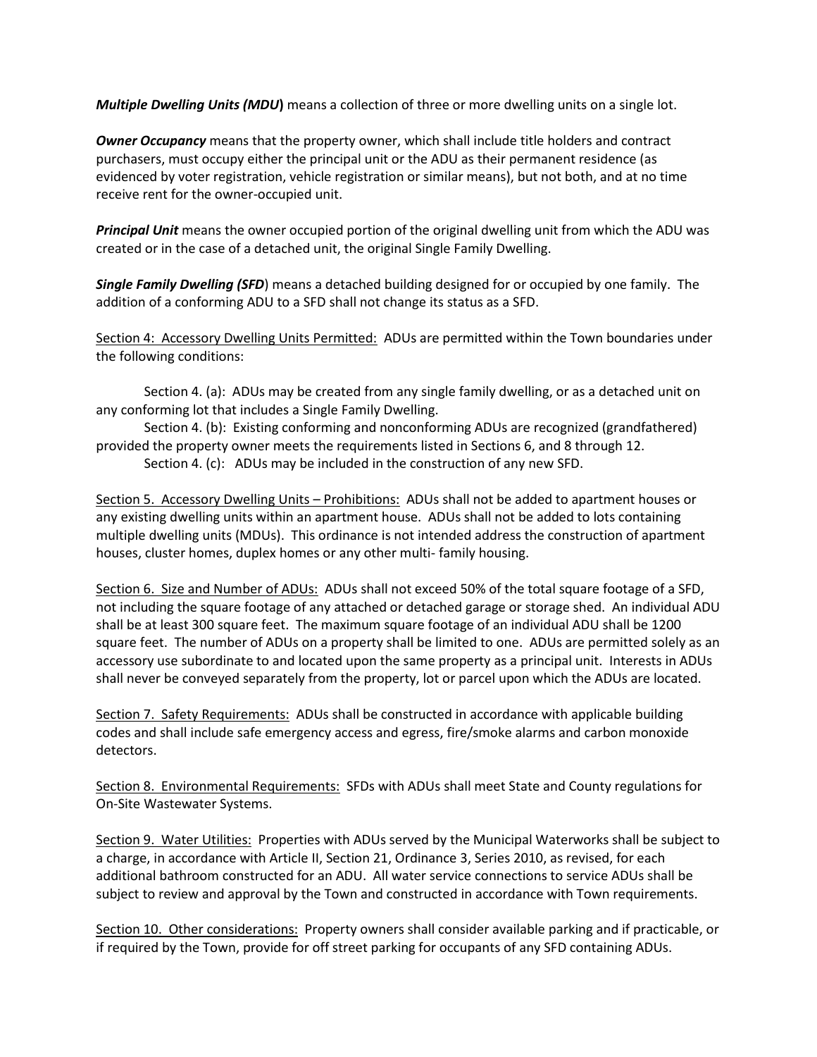***Multiple Dwelling Units (MDU)*** means a collection of three or more dwelling units on a single lot.

***Owner Occupancy*** means that the property owner, which shall include title holders and contract purchasers, must occupy either the principal unit or the ADU as their permanent residence (as evidenced by voter registration, vehicle registration or similar means), but not both, and at no time receive rent for the owner-occupied unit.

***Principal Unit*** means the owner occupied portion of the original dwelling unit from which the ADU was created or in the case of a detached unit, the original Single Family Dwelling.

***Single Family Dwelling (SFD***) means a detached building designed for or occupied by one family. The addition of a conforming ADU to a SFD shall not change its status as a SFD.

<u>Section 4: Accessory Dwelling Units Permitted:</u> ADUs are permitted within the Town boundaries under the following conditions:

Section 4. (a): ADUs may be created from any single family dwelling, or as a detached unit on any conforming lot that includes a Single Family Dwelling.

Section 4. (b): Existing conforming and nonconforming ADUs are recognized (grandfathered) provided the property owner meets the requirements listed in Sections 6, and 8 through 12.

Section 4. (c): ADUs may be included in the construction of any new SFD.

<u>Section 5. Accessory Dwelling Units – Prohibitions:</u> ADUs shall not be added to apartment houses or any existing dwelling units within an apartment house. ADUs shall not be added to lots containing multiple dwelling units (MDUs). This ordinance is not intended address the construction of apartment houses, cluster homes, duplex homes or any other multi- family housing.

<u>Section 6. Size and Number of ADUs:</u> ADUs shall not exceed 50% of the total square footage of a SFD, not including the square footage of any attached or detached garage or storage shed. An individual ADU shall be at least 300 square feet. The maximum square footage of an individual ADU shall be 1200 square feet. The number of ADUs on a property shall be limited to one. ADUs are permitted solely as an accessory use subordinate to and located upon the same property as a principal unit. Interests in ADUs shall never be conveyed separately from the property, lot or parcel upon which the ADUs are located.

<u>Section 7. Safety Requirements:</u> ADUs shall be constructed in accordance with applicable building codes and shall include safe emergency access and egress, fire/smoke alarms and carbon monoxide detectors.

<u>Section 8. Environmental Requirements:</u> SFDs with ADUs shall meet State and County regulations for On-Site Wastewater Systems.

<u>Section 9. Water Utilities:</u> Properties with ADUs served by the Municipal Waterworks shall be subject to a charge, in accordance with Article II, Section 21, Ordinance 3, Series 2010, as revised, for each additional bathroom constructed for an ADU. All water service connections to service ADUs shall be subject to review and approval by the Town and constructed in accordance with Town requirements.

<u>Section 10. Other considerations:</u> Property owners shall consider available parking and if practicable, or if required by the Town, provide for off street parking for occupants of any SFD containing ADUs.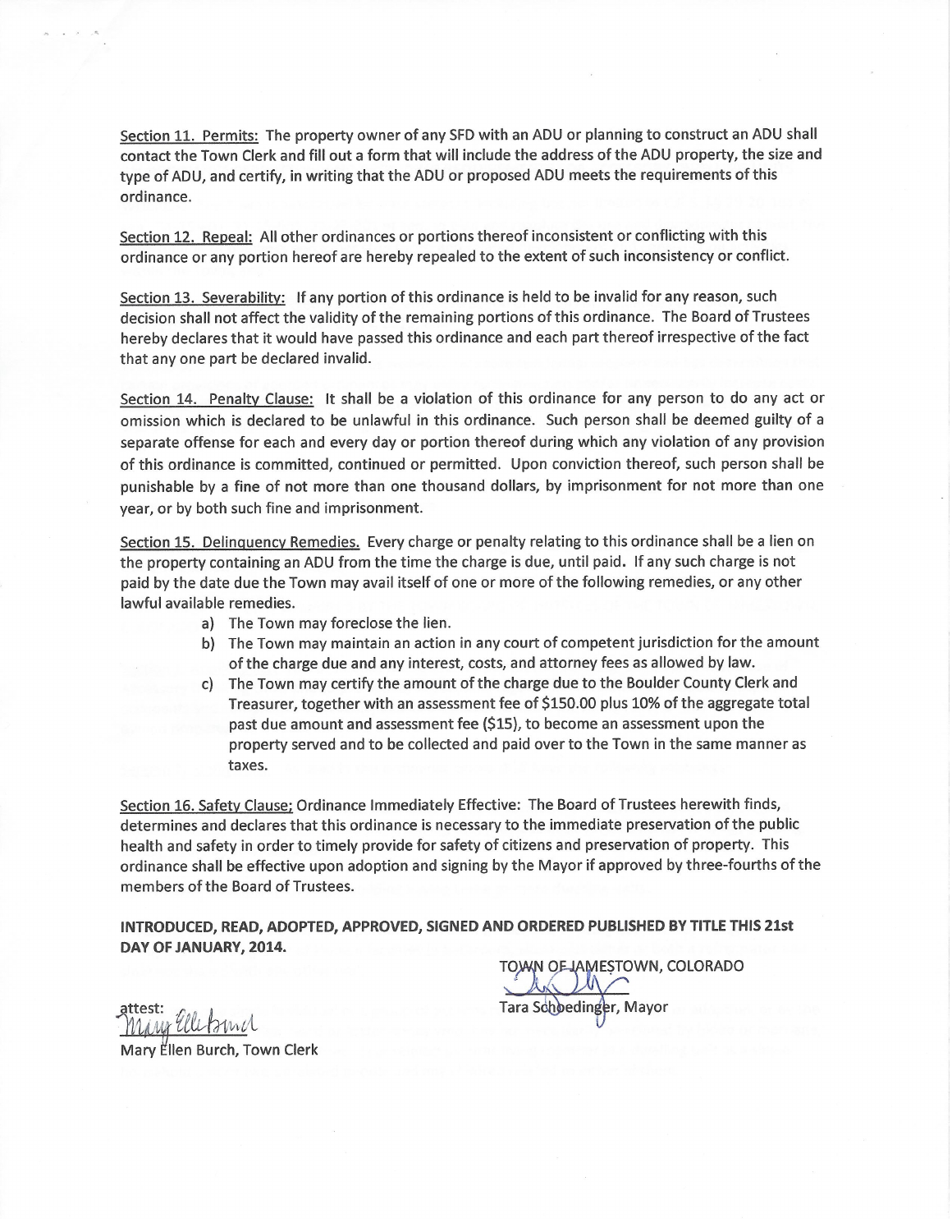Section 11. Permits: The property owner of any SFD with an ADU or planning to construct an ADU shall contact the Town Clerk and fill out a form that will include the address of the ADU property, the size and type of ADU, and certify, in writing that the ADU or proposed ADU meets the requirements of this ordinance.

Section 12. Repeal: All other ordinances or portions thereof inconsistent or conflicting with this ordinance or any portion hereof are hereby repealed to the extent of such inconsistency or conflict.

Section 13. Severability: If any portion of this ordinance is held to be invalid for any reason, such decision shall not affect the validity of the remaining portions of this ordinance. The Board of Trustees hereby declares that it would have passed this ordinance and each part thereof irrespective of the fact that any one part be declared invalid.

Section 14. Penalty Clause: It shall be a violation of this ordinance for any person to do any act or omission which is declared to be unlawful in this ordinance. Such person shall be deemed guilty of a separate offense for each and every day or portion thereof during which any violation of any provision of this ordinance is committed, continued or permitted. Upon conviction thereof, such person shall be punishable by a fine of not more than one thousand dollars, by imprisonment for not more than one year, or by both such fine and imprisonment.

Section 15. Delinquency Remedies. Every charge or penalty relating to this ordinance shall be a lien on the property containing an ADU from the time the charge is due, until paid. If any such charge is not paid by the date due the Town may avail itself of one or more of the following remedies, or any other lawful available remedies.

a) The Town may foreclose the lien.
b) The Town may maintain an action in any court of competent jurisdiction for the amount of the charge due and any interest, costs, and attorney fees as allowed by law.
c) The Town may certify the amount of the charge due to the Boulder County Clerk and Treasurer, together with an assessment fee of $150.00 plus 10% of the aggregate total past due amount and assessment fee ($15), to become an assessment upon the property served and to be collected and paid over to the Town in the same manner as taxes.

Section 16. Safety Clause; Ordinance Immediately Effective: The Board of Trustees herewith finds, determines and declares that this ordinance is necessary to the immediate preservation of the public health and safety in order to timely provide for safety of citizens and preservation of property. This ordinance shall be effective upon adoption and signing by the Mayor if approved by three-fourths of the members of the Board of Trustees.

**INTRODUCED, READ, ADOPTED, APPROVED, SIGNED AND ORDERED PUBLISHED BY TITLE THIS 21st DAY OF JANUARY, 2014.**

TOWN OF JAMESTOWN, COLORADO

Tara Schoedinger, Mayor

attest:

Mary Ellen Burch, Town Clerk